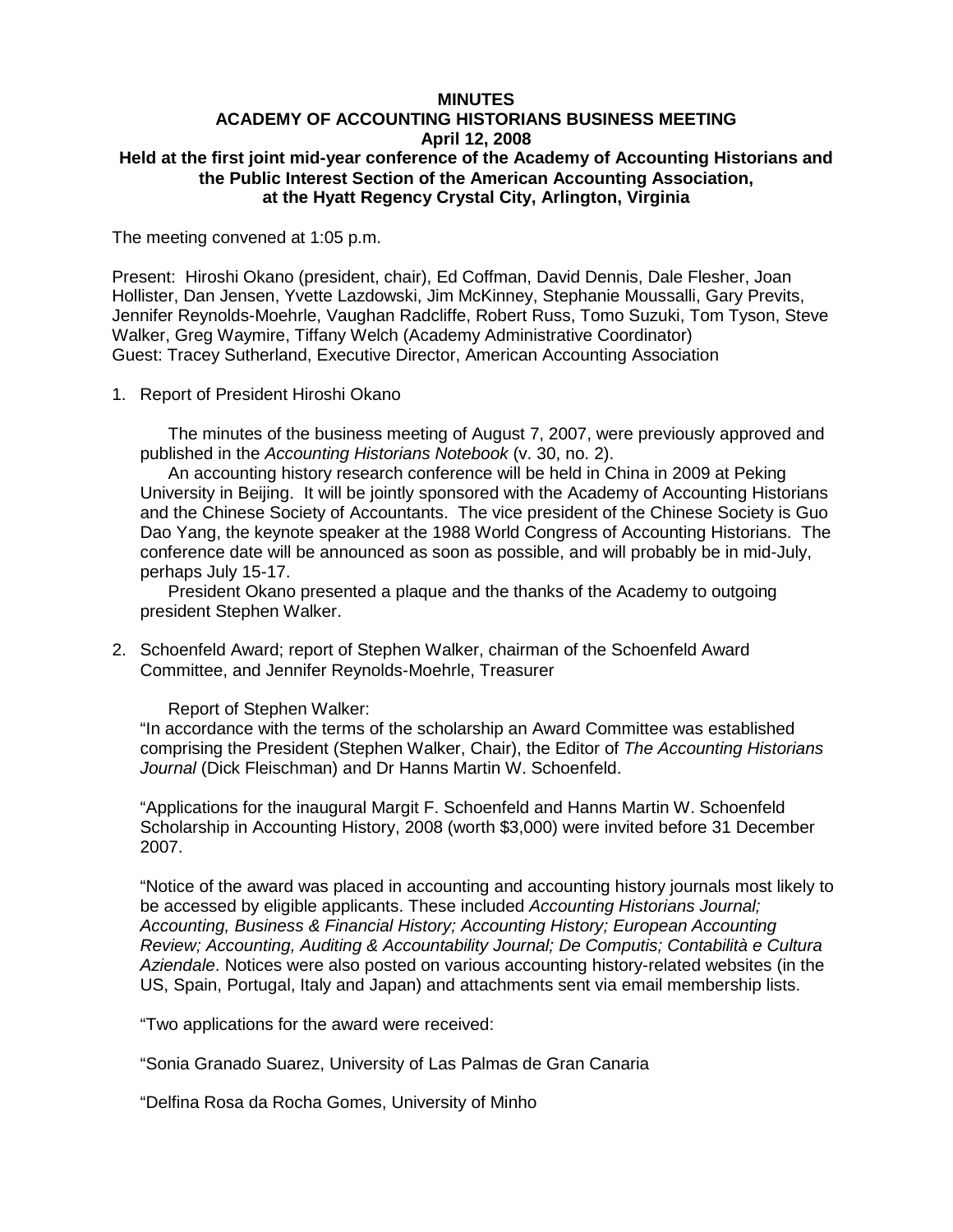**MINUTES**
**ACADEMY OF ACCOUNTING HISTORIANS BUSINESS MEETING**
**April 12, 2008**
**Held at the first joint mid-year conference of the Academy of Accounting Historians and the Public Interest Section of the American Accounting Association, at the Hyatt Regency Crystal City, Arlington, Virginia**

The meeting convened at 1:05 p.m.

Present: Hiroshi Okano (president, chair), Ed Coffman, David Dennis, Dale Flesher, Joan Hollister, Dan Jensen, Yvette Lazdowski, Jim McKinney, Stephanie Moussalli, Gary Previts, Jennifer Reynolds-Moehrle, Vaughan Radcliffe, Robert Russ, Tomo Suzuki, Tom Tyson, Steve Walker, Greg Waymire, Tiffany Welch (Academy Administrative Coordinator)
Guest: Tracey Sutherland, Executive Director, American Accounting Association

1. Report of President Hiroshi Okano

   The minutes of the business meeting of August 7, 2007, were previously approved and published in the *Accounting Historians Notebook* (v. 30, no. 2).

   An accounting history research conference will be held in China in 2009 at Peking University in Beijing. It will be jointly sponsored with the Academy of Accounting Historians and the Chinese Society of Accountants. The vice president of the Chinese Society is Guo Dao Yang, the keynote speaker at the 1988 World Congress of Accounting Historians. The conference date will be announced as soon as possible, and will probably be in mid-July, perhaps July 15-17.

   President Okano presented a plaque and the thanks of the Academy to outgoing president Stephen Walker.

2. Schoenfeld Award; report of Stephen Walker, chairman of the Schoenfeld Award Committee, and Jennifer Reynolds-Moehrle, Treasurer

   Report of Stephen Walker:

   "In accordance with the terms of the scholarship an Award Committee was established comprising the President (Stephen Walker, Chair), the Editor of *The Accounting Historians Journal* (Dick Fleischman) and Dr Hanns Martin W. Schoenfeld.

   "Applications for the inaugural Margit F. Schoenfeld and Hanns Martin W. Schoenfeld Scholarship in Accounting History, 2008 (worth $3,000) were invited before 31 December 2007.

   "Notice of the award was placed in accounting and accounting history journals most likely to be accessed by eligible applicants. These included *Accounting Historians Journal; Accounting, Business & Financial History; Accounting History; European Accounting Review; Accounting, Auditing & Accountability Journal; De Computis; Contabilità e Cultura Aziendale*. Notices were also posted on various accounting history-related websites (in the US, Spain, Portugal, Italy and Japan) and attachments sent via email membership lists.

   "Two applications for the award were received:

   "Sonia Granado Suarez, University of Las Palmas de Gran Canaria

   "Delfina Rosa da Rocha Gomes, University of Minho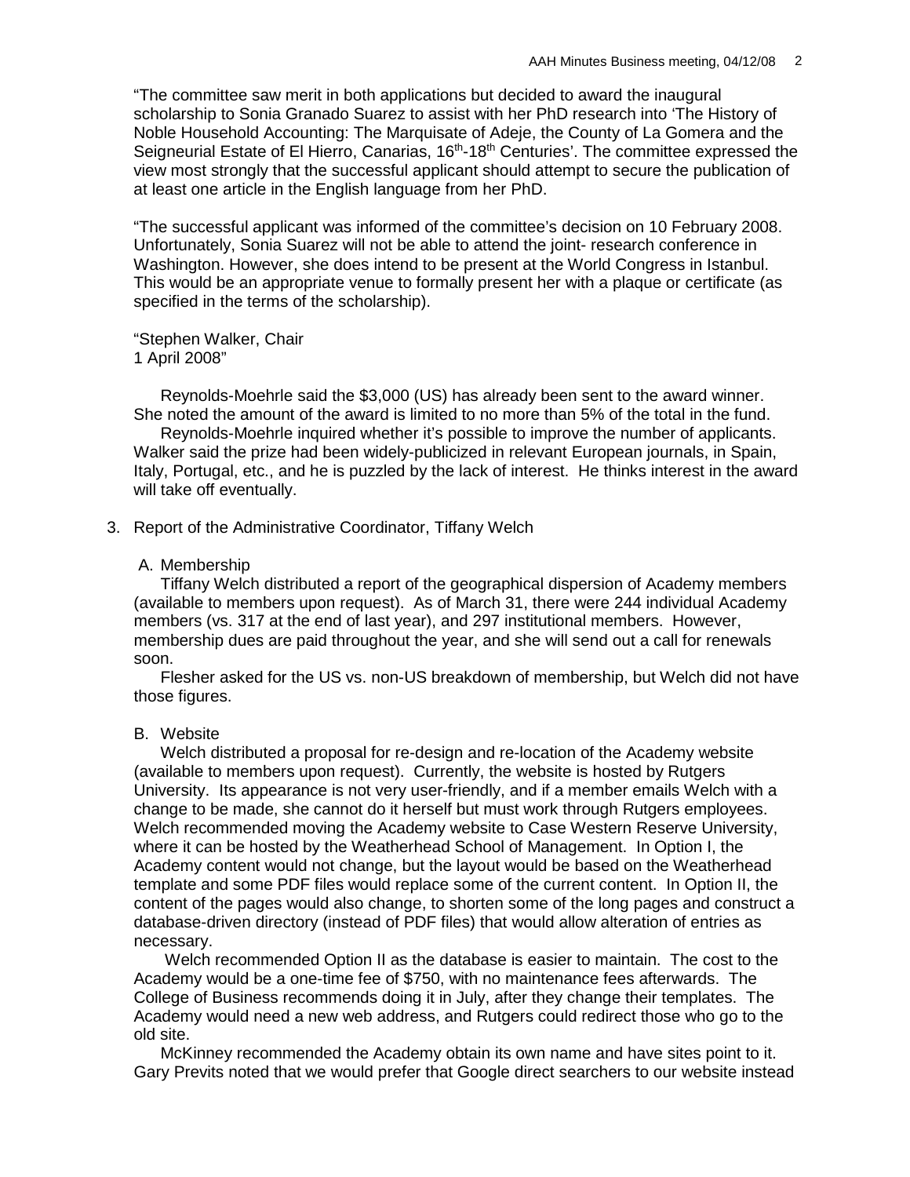"The committee saw merit in both applications but decided to award the inaugural scholarship to Sonia Granado Suarez to assist with her PhD research into 'The History of Noble Household Accounting: The Marquisate of Adeje, the County of La Gomera and the Seigneurial Estate of El Hierro, Canarias, 16th-18th Centuries'. The committee expressed the view most strongly that the successful applicant should attempt to secure the publication of at least one article in the English language from her PhD.

"The successful applicant was informed of the committee's decision on 10 February 2008. Unfortunately, Sonia Suarez will not be able to attend the joint- research conference in Washington. However, she does intend to be present at the World Congress in Istanbul. This would be an appropriate venue to formally present her with a plaque or certificate (as specified in the terms of the scholarship).

"Stephen Walker, Chair
1 April 2008"

Reynolds-Moehrle said the $3,000 (US) has already been sent to the award winner. She noted the amount of the award is limited to no more than 5% of the total in the fund.

Reynolds-Moehrle inquired whether it's possible to improve the number of applicants. Walker said the prize had been widely-publicized in relevant European journals, in Spain, Italy, Portugal, etc., and he is puzzled by the lack of interest. He thinks interest in the award will take off eventually.

3. Report of the Administrative Coordinator, Tiffany Welch

A. Membership

Tiffany Welch distributed a report of the geographical dispersion of Academy members (available to members upon request). As of March 31, there were 244 individual Academy members (vs. 317 at the end of last year), and 297 institutional members. However, membership dues are paid throughout the year, and she will send out a call for renewals soon.

Flesher asked for the US vs. non-US breakdown of membership, but Welch did not have those figures.

B. Website

Welch distributed a proposal for re-design and re-location of the Academy website (available to members upon request). Currently, the website is hosted by Rutgers University. Its appearance is not very user-friendly, and if a member emails Welch with a change to be made, she cannot do it herself but must work through Rutgers employees. Welch recommended moving the Academy website to Case Western Reserve University, where it can be hosted by the Weatherhead School of Management. In Option I, the Academy content would not change, but the layout would be based on the Weatherhead template and some PDF files would replace some of the current content. In Option II, the content of the pages would also change, to shorten some of the long pages and construct a database-driven directory (instead of PDF files) that would allow alteration of entries as necessary.

Welch recommended Option II as the database is easier to maintain. The cost to the Academy would be a one-time fee of $750, with no maintenance fees afterwards. The College of Business recommends doing it in July, after they change their templates. The Academy would need a new web address, and Rutgers could redirect those who go to the old site.

McKinney recommended the Academy obtain its own name and have sites point to it. Gary Previts noted that we would prefer that Google direct searchers to our website instead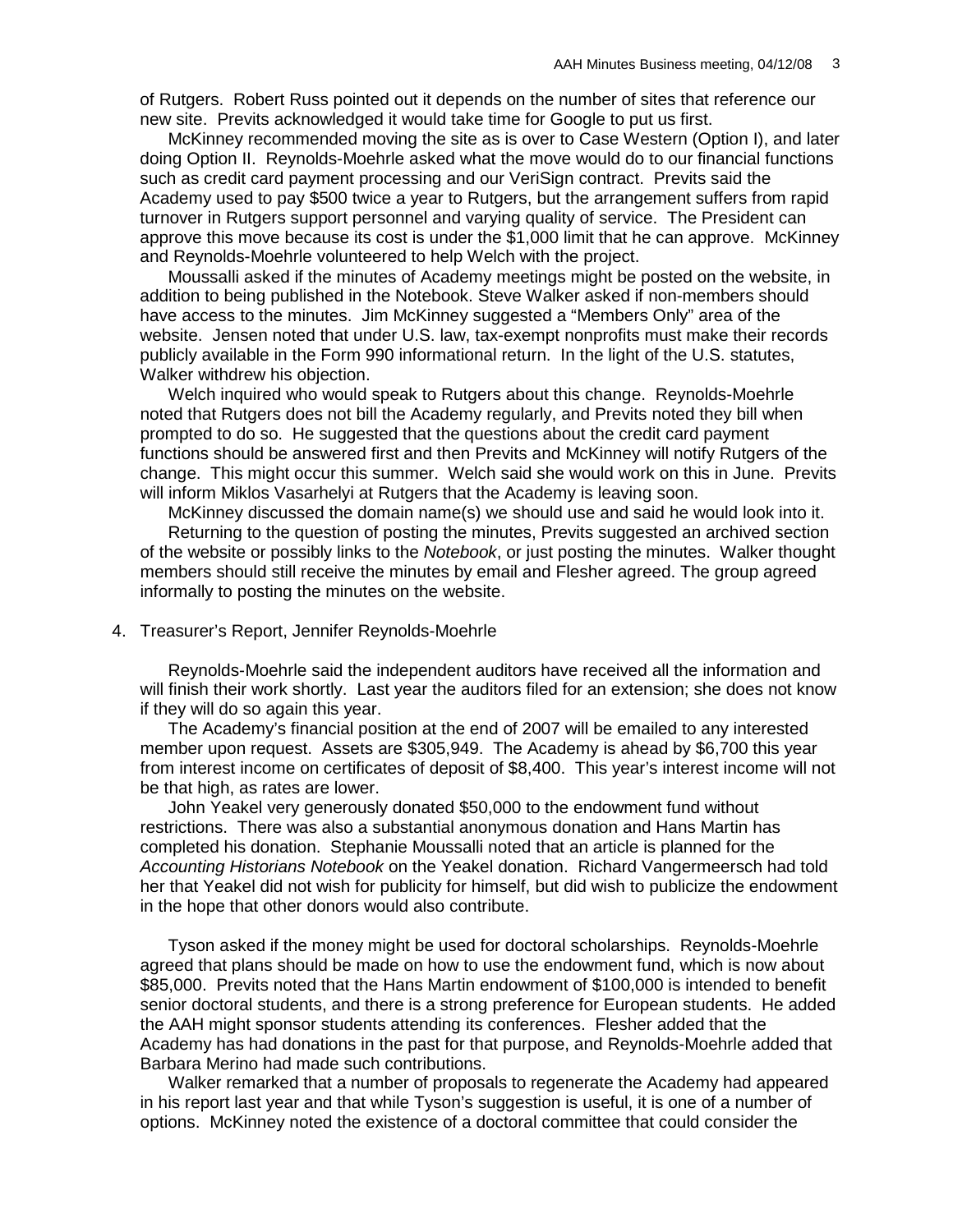of Rutgers. Robert Russ pointed out it depends on the number of sites that reference our new site. Previts acknowledged it would take time for Google to put us first.

McKinney recommended moving the site as is over to Case Western (Option I), and later doing Option II. Reynolds-Moehrle asked what the move would do to our financial functions such as credit card payment processing and our VeriSign contract. Previts said the Academy used to pay $500 twice a year to Rutgers, but the arrangement suffers from rapid turnover in Rutgers support personnel and varying quality of service. The President can approve this move because its cost is under the $1,000 limit that he can approve. McKinney and Reynolds-Moehrle volunteered to help Welch with the project.

Moussalli asked if the minutes of Academy meetings might be posted on the website, in addition to being published in the Notebook. Steve Walker asked if non-members should have access to the minutes. Jim McKinney suggested a "Members Only" area of the website. Jensen noted that under U.S. law, tax-exempt nonprofits must make their records publicly available in the Form 990 informational return. In the light of the U.S. statutes, Walker withdrew his objection.

Welch inquired who would speak to Rutgers about this change. Reynolds-Moehrle noted that Rutgers does not bill the Academy regularly, and Previts noted they bill when prompted to do so. He suggested that the questions about the credit card payment functions should be answered first and then Previts and McKinney will notify Rutgers of the change. This might occur this summer. Welch said she would work on this in June. Previts will inform Miklos Vasarhelyi at Rutgers that the Academy is leaving soon.

McKinney discussed the domain name(s) we should use and said he would look into it.

Returning to the question of posting the minutes, Previts suggested an archived section of the website or possibly links to the *Notebook*, or just posting the minutes. Walker thought members should still receive the minutes by email and Flesher agreed. The group agreed informally to posting the minutes on the website.

4. Treasurer's Report, Jennifer Reynolds-Moehrle

Reynolds-Moehrle said the independent auditors have received all the information and will finish their work shortly. Last year the auditors filed for an extension; she does not know if they will do so again this year.

The Academy's financial position at the end of 2007 will be emailed to any interested member upon request. Assets are $305,949. The Academy is ahead by $6,700 this year from interest income on certificates of deposit of $8,400. This year's interest income will not be that high, as rates are lower.

John Yeakel very generously donated $50,000 to the endowment fund without restrictions. There was also a substantial anonymous donation and Hans Martin has completed his donation. Stephanie Moussalli noted that an article is planned for the *Accounting Historians Notebook* on the Yeakel donation. Richard Vangermeersch had told her that Yeakel did not wish for publicity for himself, but did wish to publicize the endowment in the hope that other donors would also contribute.

Tyson asked if the money might be used for doctoral scholarships. Reynolds-Moehrle agreed that plans should be made on how to use the endowment fund, which is now about $85,000. Previts noted that the Hans Martin endowment of $100,000 is intended to benefit senior doctoral students, and there is a strong preference for European students. He added the AAH might sponsor students attending its conferences. Flesher added that the Academy has had donations in the past for that purpose, and Reynolds-Moehrle added that Barbara Merino had made such contributions.

Walker remarked that a number of proposals to regenerate the Academy had appeared in his report last year and that while Tyson's suggestion is useful, it is one of a number of options. McKinney noted the existence of a doctoral committee that could consider the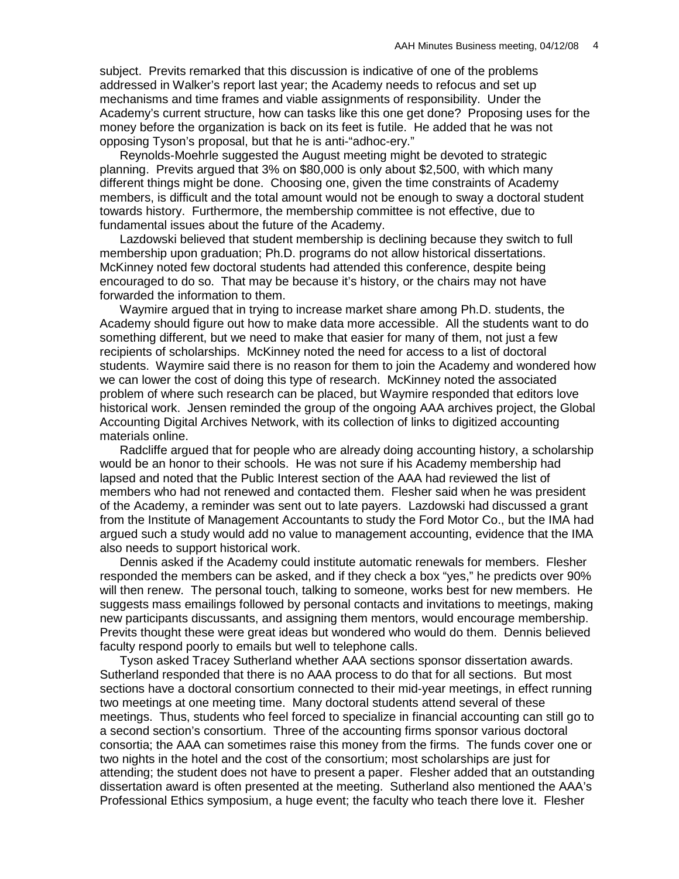subject. Previts remarked that this discussion is indicative of one of the problems addressed in Walker's report last year; the Academy needs to refocus and set up mechanisms and time frames and viable assignments of responsibility. Under the Academy's current structure, how can tasks like this one get done? Proposing uses for the money before the organization is back on its feet is futile. He added that he was not opposing Tyson's proposal, but that he is anti-"adhoc-ery."

Reynolds-Moehrle suggested the August meeting might be devoted to strategic planning. Previts argued that 3% on \$80,000 is only about \$2,500, with which many different things might be done. Choosing one, given the time constraints of Academy members, is difficult and the total amount would not be enough to sway a doctoral student towards history. Furthermore, the membership committee is not effective, due to fundamental issues about the future of the Academy.

Lazdowski believed that student membership is declining because they switch to full membership upon graduation; Ph.D. programs do not allow historical dissertations. McKinney noted few doctoral students had attended this conference, despite being encouraged to do so. That may be because it's history, or the chairs may not have forwarded the information to them.

Waymire argued that in trying to increase market share among Ph.D. students, the Academy should figure out how to make data more accessible. All the students want to do something different, but we need to make that easier for many of them, not just a few recipients of scholarships. McKinney noted the need for access to a list of doctoral students. Waymire said there is no reason for them to join the Academy and wondered how we can lower the cost of doing this type of research. McKinney noted the associated problem of where such research can be placed, but Waymire responded that editors love historical work. Jensen reminded the group of the ongoing AAA archives project, the Global Accounting Digital Archives Network, with its collection of links to digitized accounting materials online.

Radcliffe argued that for people who are already doing accounting history, a scholarship would be an honor to their schools. He was not sure if his Academy membership had lapsed and noted that the Public Interest section of the AAA had reviewed the list of members who had not renewed and contacted them. Flesher said when he was president of the Academy, a reminder was sent out to late payers. Lazdowski had discussed a grant from the Institute of Management Accountants to study the Ford Motor Co., but the IMA had argued such a study would add no value to management accounting, evidence that the IMA also needs to support historical work.

Dennis asked if the Academy could institute automatic renewals for members. Flesher responded the members can be asked, and if they check a box "yes," he predicts over 90% will then renew. The personal touch, talking to someone, works best for new members. He suggests mass emailings followed by personal contacts and invitations to meetings, making new participants discussants, and assigning them mentors, would encourage membership. Previts thought these were great ideas but wondered who would do them. Dennis believed faculty respond poorly to emails but well to telephone calls.

Tyson asked Tracey Sutherland whether AAA sections sponsor dissertation awards. Sutherland responded that there is no AAA process to do that for all sections. But most sections have a doctoral consortium connected to their mid-year meetings, in effect running two meetings at one meeting time. Many doctoral students attend several of these meetings. Thus, students who feel forced to specialize in financial accounting can still go to a second section's consortium. Three of the accounting firms sponsor various doctoral consortia; the AAA can sometimes raise this money from the firms. The funds cover one or two nights in the hotel and the cost of the consortium; most scholarships are just for attending; the student does not have to present a paper. Flesher added that an outstanding dissertation award is often presented at the meeting. Sutherland also mentioned the AAA's Professional Ethics symposium, a huge event; the faculty who teach there love it. Flesher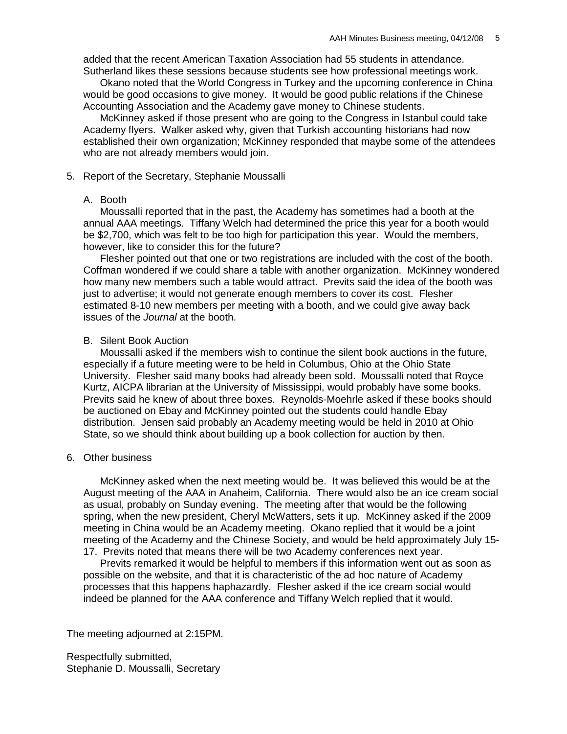added that the recent American Taxation Association had 55 students in attendance. Sutherland likes these sessions because students see how professional meetings work.

Okano noted that the World Congress in Turkey and the upcoming conference in China would be good occasions to give money. It would be good public relations if the Chinese Accounting Association and the Academy gave money to Chinese students.

McKinney asked if those present who are going to the Congress in Istanbul could take Academy flyers. Walker asked why, given that Turkish accounting historians had now established their own organization; McKinney responded that maybe some of the attendees who are not already members would join.

5. Report of the Secretary, Stephanie Moussalli

   A. Booth

   Moussalli reported that in the past, the Academy has sometimes had a booth at the annual AAA meetings. Tiffany Welch had determined the price this year for a booth would be $2,700, which was felt to be too high for participation this year. Would the members, however, like to consider this for the future?

   Flesher pointed out that one or two registrations are included with the cost of the booth. Coffman wondered if we could share a table with another organization. McKinney wondered how many new members such a table would attract. Previts said the idea of the booth was just to advertise; it would not generate enough members to cover its cost. Flesher estimated 8-10 new members per meeting with a booth, and we could give away back issues of the *Journal* at the booth.

   B. Silent Book Auction

   Moussalli asked if the members wish to continue the silent book auctions in the future, especially if a future meeting were to be held in Columbus, Ohio at the Ohio State University. Flesher said many books had already been sold. Moussalli noted that Royce Kurtz, AICPA librarian at the University of Mississippi, would probably have some books. Previts said he knew of about three boxes. Reynolds-Moehrle asked if these books should be auctioned on Ebay and McKinney pointed out the students could handle Ebay distribution. Jensen said probably an Academy meeting would be held in 2010 at Ohio State, so we should think about building up a book collection for auction by then.

6. Other business

   McKinney asked when the next meeting would be. It was believed this would be at the August meeting of the AAA in Anaheim, California. There would also be an ice cream social as usual, probably on Sunday evening. The meeting after that would be the following spring, when the new president, Cheryl McWatters, sets it up. McKinney asked if the 2009 meeting in China would be an Academy meeting. Okano replied that it would be a joint meeting of the Academy and the Chinese Society, and would be held approximately July 15-17. Previts noted that means there will be two Academy conferences next year.

   Previts remarked it would be helpful to members if this information went out as soon as possible on the website, and that it is characteristic of the ad hoc nature of Academy processes that this happens haphazardly. Flesher asked if the ice cream social would indeed be planned for the AAA conference and Tiffany Welch replied that it would.

The meeting adjourned at 2:15PM.

Respectfully submitted,
Stephanie D. Moussalli, Secretary